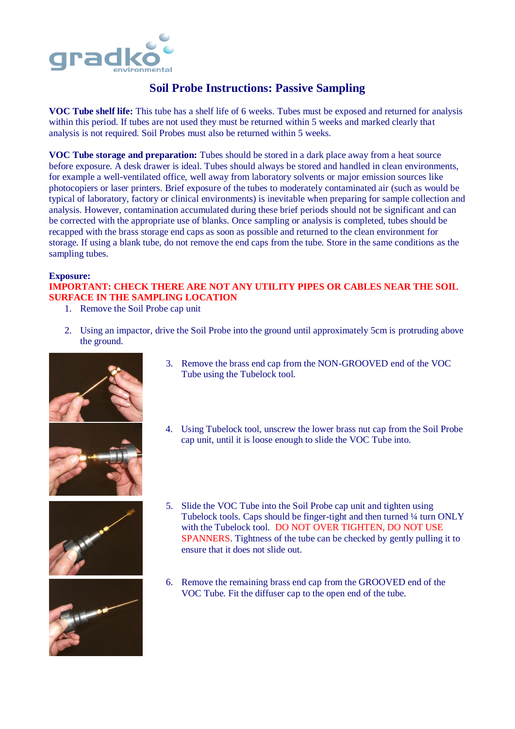# Soil Probe Instructions: Passive Sampling

**VOC Tube shelf life:** This tube has a shelf life of 6 weeks. Tubes must be exposed and returned for analysis within this period. If tubes are not used they must be returned within 5 weeks and marked clearly that analysis is not required. Soil Probes must also be returned within 5 weeks.

**VOC Tube storage and preparation:** Tubes should be stored in a dark place away from a heat source before exposure. A desk drawer is ideal. Tubes should always be stored and handled in clean environments, for example a well-ventilated office, well away from laboratory solvents or major emission sources like photocopiers or laser printers. Brief exposure of the tubes to moderately contaminated air (such as would be typical of laboratory, factory or clinical environments) is inevitable when preparing for sample collection and analysis. However, contamination accumulated during these brief periods should not be significant and can be corrected with the appropriate use of blanks. Once sampling or analysis is completed, tubes should be recapped with the brass storage end caps as soon as possible and returned to the clean environment for storage. If using a blank tube, do not remove the end caps from the tube. Store in the same conditions as the sampling tubes.

**Exposure:**

**IMPORTANT: CHECK THERE ARE NOT ANY UTILITY PIPES OR CABLES NEAR THE SOIL SURFACE IN THE SAMPLING LOCATION**

1. Remove the Soil Probe cap unit
2. Using an impactor, drive the Soil Probe into the ground until approximately 5cm is protruding above the ground.
3. Remove the brass end cap from the NON-GROOVED end of the VOC Tube using the Tubelock tool.
4. Using Tubelock tool, unscrew the lower brass nut cap from the Soil Probe cap unit, until it is loose enough to slide the VOC Tube into.
5. Slide the VOC Tube into the Soil Probe cap unit and tighten using Tubelock tools. Caps should be finger-tight and then turned ¼ turn ONLY with the Tubelock tool. DO NOT OVER TIGHTEN, DO NOT USE SPANNERS. Tightness of the tube can be checked by gently pulling it to ensure that it does not slide out.
6. Remove the remaining brass end cap from the GROOVED end of the VOC Tube. Fit the diffuser cap to the open end of the tube.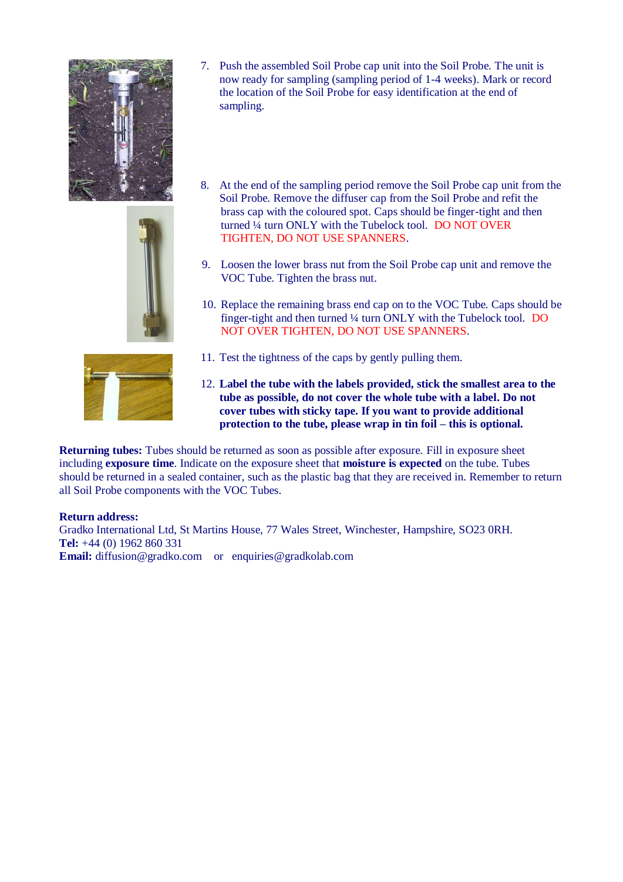7. Push the assembled Soil Probe cap unit into the Soil Probe. The unit is now ready for sampling (sampling period of 1-4 weeks). Mark or record the location of the Soil Probe for easy identification at the end of sampling.

8. At the end of the sampling period remove the Soil Probe cap unit from the Soil Probe. Remove the diffuser cap from the Soil Probe and refit the brass cap with the coloured spot. Caps should be finger-tight and then turned ¼ turn ONLY with the Tubelock tool. DO NOT OVER TIGHTEN, DO NOT USE SPANNERS.

9. Loosen the lower brass nut from the Soil Probe cap unit and remove the VOC Tube. Tighten the brass nut.

10. Replace the remaining brass end cap on to the VOC Tube. Caps should be finger-tight and then turned ¼ turn ONLY with the Tubelock tool. DO NOT OVER TIGHTEN, DO NOT USE SPANNERS.

11. Test the tightness of the caps by gently pulling them.

12. **Label the tube with the labels provided, stick the smallest area to the tube as possible, do not cover the whole tube with a label. Do not cover tubes with sticky tape. If you want to provide additional protection to the tube, please wrap in tin foil – this is optional.**

**Returning tubes:** Tubes should be returned as soon as possible after exposure. Fill in exposure sheet including **exposure time**. Indicate on the exposure sheet that **moisture is expected** on the tube. Tubes should be returned in a sealed container, such as the plastic bag that they are received in. Remember to return all Soil Probe components with the VOC Tubes.

**Return address:**
Gradko International Ltd, St Martins House, 77 Wales Street, Winchester, Hampshire, SO23 0RH.
**Tel:** +44 (0) 1962 860 331
**Email:** diffusion@gradko.com or enquiries@gradkolab.com